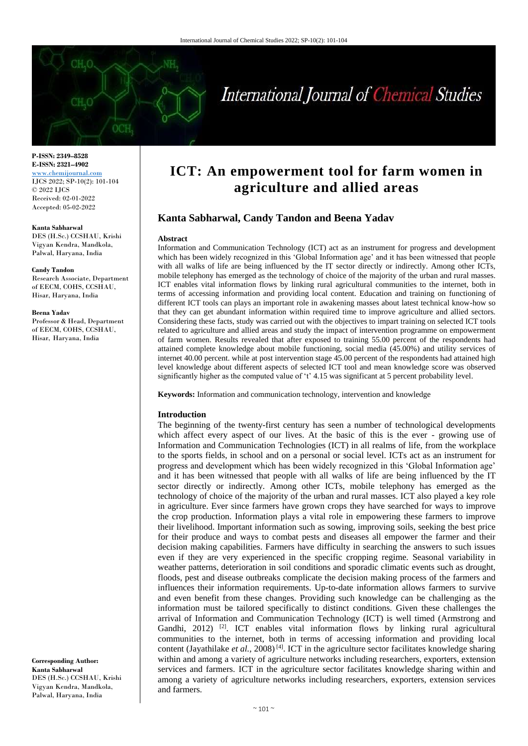P-ISSN: 2349–8528
E-ISSN: 2321–4902
www.chemijournal.com
IJCS 2022; SP-10(2): 101-104
© 2022 IJCS
Received: 02-01-2022
Accepted: 05-02-2022

**Kanta Sabharwal**
DES (H.Sc.) CCSHAU, Krishi Vigyan Kendra, Mandkola, Palwal, Haryana, India

**Candy Tandon**
Research Associate, Department of EECM, COHS, CCSHAU, Hisar, Haryana, India

**Beena Yadav**
Professor & Head, Department of EECM, COHS, CCSHAU, Hisar, Haryana, India

**Corresponding Author:**
**Kanta Sabharwal**
DES (H.Sc.) CCSHAU, Krishi Vigyan Kendra, Mandkola, Palwal, Haryana, India

# ICT: An empowerment tool for farm women in agriculture and allied areas

## Kanta Sabharwal, Candy Tandon and Beena Yadav

### Abstract

Information and Communication Technology (ICT) act as an instrument for progress and development which has been widely recognized in this 'Global Information age' and it has been witnessed that people with all walks of life are being influenced by the IT sector directly or indirectly. Among other ICTs, mobile telephony has emerged as the technology of choice of the majority of the urban and rural masses. ICT enables vital information flows by linking rural agricultural communities to the internet, both in terms of accessing information and providing local content. Education and training on functioning of different ICT tools can plays an important role in awakening masses about latest technical know-how so that they can get abundant information within required time to improve agriculture and allied sectors. Considering these facts, study was carried out with the objectives to impart training on selected ICT tools related to agriculture and allied areas and study the impact of intervention programme on empowerment of farm women. Results revealed that after exposed to training 55.00 percent of the respondents had attained complete knowledge about mobile functioning, social media (45.00%) and utility services of internet 40.00 percent. while at post intervention stage 45.00 percent of the respondents had attained high level knowledge about different aspects of selected ICT tool and mean knowledge score was observed significantly higher as the computed value of 't' 4.15 was significant at 5 percent probability level.

**Keywords:** Information and communication technology, intervention and knowledge

### Introduction

The beginning of the twenty-first century has seen a number of technological developments which affect every aspect of our lives. At the basic of this is the ever - growing use of Information and Communication Technologies (ICT) in all realms of life, from the workplace to the sports fields, in school and on a personal or social level. ICTs act as an instrument for progress and development which has been widely recognized in this 'Global Information age' and it has been witnessed that people with all walks of life are being influenced by the IT sector directly or indirectly. Among other ICTs, mobile telephony has emerged as the technology of choice of the majority of the urban and rural masses. ICT also played a key role in agriculture. Ever since farmers have grown crops they have searched for ways to improve the crop production. Information plays a vital role in empowering these farmers to improve their livelihood. Important information such as sowing, improving soils, seeking the best price for their produce and ways to combat pests and diseases all empower the farmer and their decision making capabilities. Farmers have difficulty in searching the answers to such issues even if they are very experienced in the specific cropping regime. Seasonal variability in weather patterns, deterioration in soil conditions and sporadic climatic events such as drought, floods, pest and disease outbreaks complicate the decision making process of the farmers and influences their information requirements. Up-to-date information allows farmers to survive and even benefit from these changes. Providing such knowledge can be challenging as the information must be tailored specifically to distinct conditions. Given these challenges the arrival of Information and Communication Technology (ICT) is well timed (Armstrong and Gandhi, 2012) [2]. ICT enables vital information flows by linking rural agricultural communities to the internet, both in terms of accessing information and providing local content (Jayathilake *et al.,* 2008) [4]. ICT in the agriculture sector facilitates knowledge sharing within and among a variety of agriculture networks including researchers, exporters, extension services and farmers. ICT in the agriculture sector facilitates knowledge sharing within and among a variety of agriculture networks including researchers, exporters, extension services and farmers.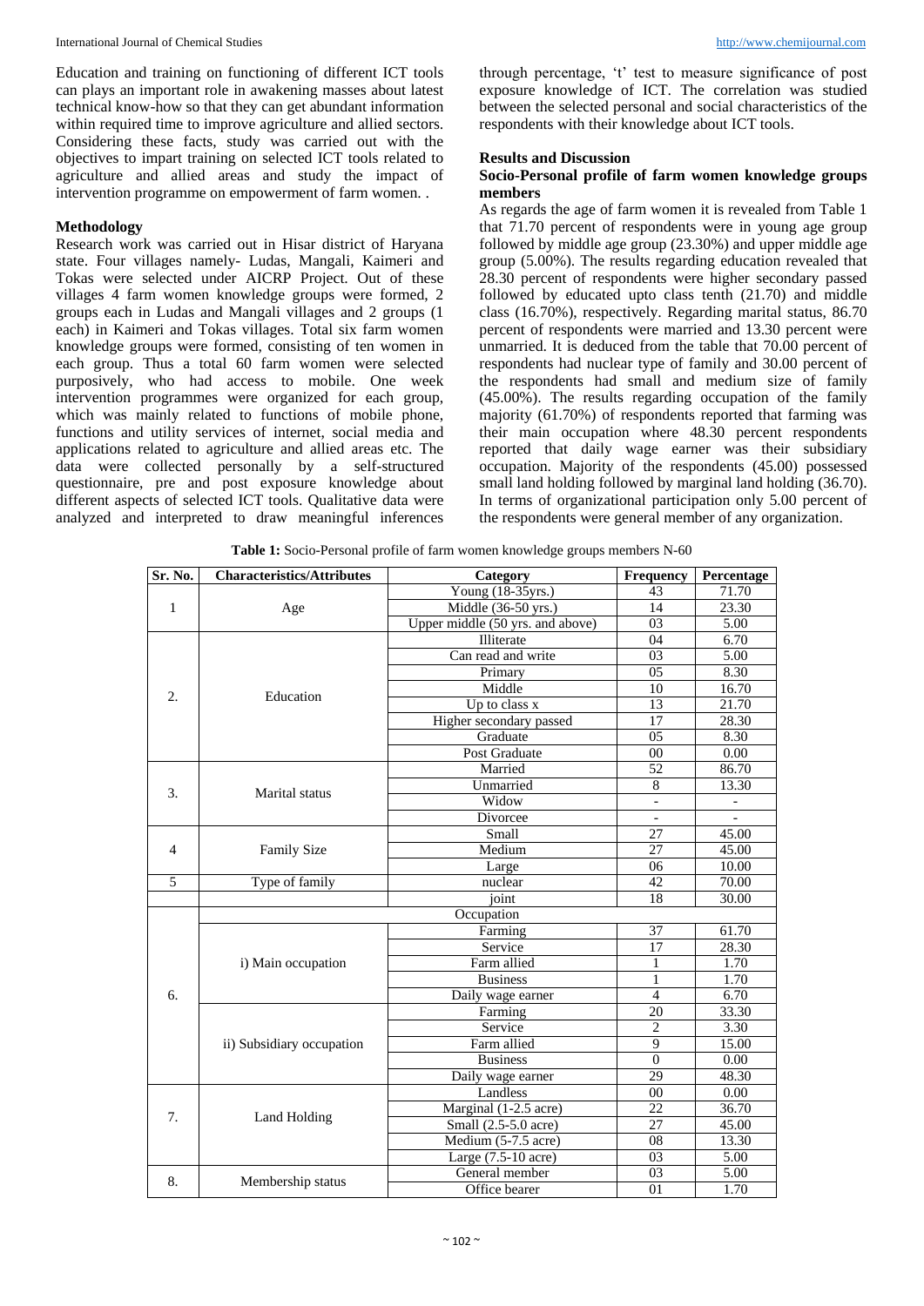Education and training on functioning of different ICT tools can plays an important role in awakening masses about latest technical know-how so that they can get abundant information within required time to improve agriculture and allied sectors. Considering these facts, study was carried out with the objectives to impart training on selected ICT tools related to agriculture and allied areas and study the impact of intervention programme on empowerment of farm women. .

### Methodology

Research work was carried out in Hisar district of Haryana state. Four villages namely- Ludas, Mangali, Kaimeri and Tokas were selected under AICRP Project. Out of these villages 4 farm women knowledge groups were formed, 2 groups each in Ludas and Mangali villages and 2 groups (1 each) in Kaimeri and Tokas villages. Total six farm women knowledge groups were formed, consisting of ten women in each group. Thus a total 60 farm women were selected purposively, who had access to mobile. One week intervention programmes were organized for each group, which was mainly related to functions of mobile phone, functions and utility services of internet, social media and applications related to agriculture and allied areas etc. The data were collected personally by a self-structured questionnaire, pre and post exposure knowledge about different aspects of selected ICT tools. Qualitative data were analyzed and interpreted to draw meaningful inferences through percentage, 't' test to measure significance of post exposure knowledge of ICT. The correlation was studied between the selected personal and social characteristics of the respondents with their knowledge about ICT tools.

### Results and Discussion

#### Socio-Personal profile of farm women knowledge groups members

As regards the age of farm women it is revealed from Table 1 that 71.70 percent of respondents were in young age group followed by middle age group (23.30%) and upper middle age group (5.00%). The results regarding education revealed that 28.30 percent of respondents were higher secondary passed followed by educated upto class tenth (21.70) and middle class (16.70%), respectively. Regarding marital status, 86.70 percent of respondents were married and 13.30 percent were unmarried. It is deduced from the table that 70.00 percent of respondents had nuclear type of family and 30.00 percent of the respondents had small and medium size of family (45.00%). The results regarding occupation of the family majority (61.70%) of respondents reported that farming was their main occupation where 48.30 percent respondents reported that daily wage earner was their subsidiary occupation. Majority of the respondents (45.00) possessed small land holding followed by marginal land holding (36.70). In terms of organizational participation only 5.00 percent of the respondents were general member of any organization.

**Table 1:** Socio-Personal profile of farm women knowledge groups members N-60

| Sr. No. | Characteristics/Attributes | Category | Frequency | Percentage |
|---|---|---|---|---|
| 1 | Age | Young (18-35yrs.) | 43 | 71.70 |
| | | Middle (36-50 yrs.) | 14 | 23.30 |
| | | Upper middle (50 yrs. and above) | 03 | 5.00 |
| 2. | Education | Illiterate | 04 | 6.70 |
| | | Can read and write | 03 | 5.00 |
| | | Primary | 05 | 8.30 |
| | | Middle | 10 | 16.70 |
| | | Up to class x | 13 | 21.70 |
| | | Higher secondary passed | 17 | 28.30 |
| | | Graduate | 05 | 8.30 |
| | | Post Graduate | 00 | 0.00 |
| 3. | Marital status | Married | 52 | 86.70 |
| | | Unmarried | 8 | 13.30 |
| | | Widow | - | - |
| | | Divorcee | - | - |
| 4 | Family Size | Small | 27 | 45.00 |
| | | Medium | 27 | 45.00 |
| | | Large | 06 | 10.00 |
| 5 | Type of family | nuclear | 42 | 70.00 |
| | | joint | 18 | 30.00 |
| 6. | Occupation | | | |
| | i) Main occupation | Farming | 37 | 61.70 |
| | | Service | 17 | 28.30 |
| | | Farm allied | 1 | 1.70 |
| | | Business | 1 | 1.70 |
| | | Daily wage earner | 4 | 6.70 |
| | ii) Subsidiary occupation | Farming | 20 | 33.30 |
| | | Service | 2 | 3.30 |
| | | Farm allied | 9 | 15.00 |
| | | Business | 0 | 0.00 |
| | | Daily wage earner | 29 | 48.30 |
| 7. | Land Holding | Landless | 00 | 0.00 |
| | | Marginal (1-2.5 acre) | 22 | 36.70 |
| | | Small (2.5-5.0 acre) | 27 | 45.00 |
| | | Medium (5-7.5 acre) | 08 | 13.30 |
| | | Large (7.5-10 acre) | 03 | 5.00 |
| 8. | Membership status | General member | 03 | 5.00 |
| | | Office bearer | 01 | 1.70 |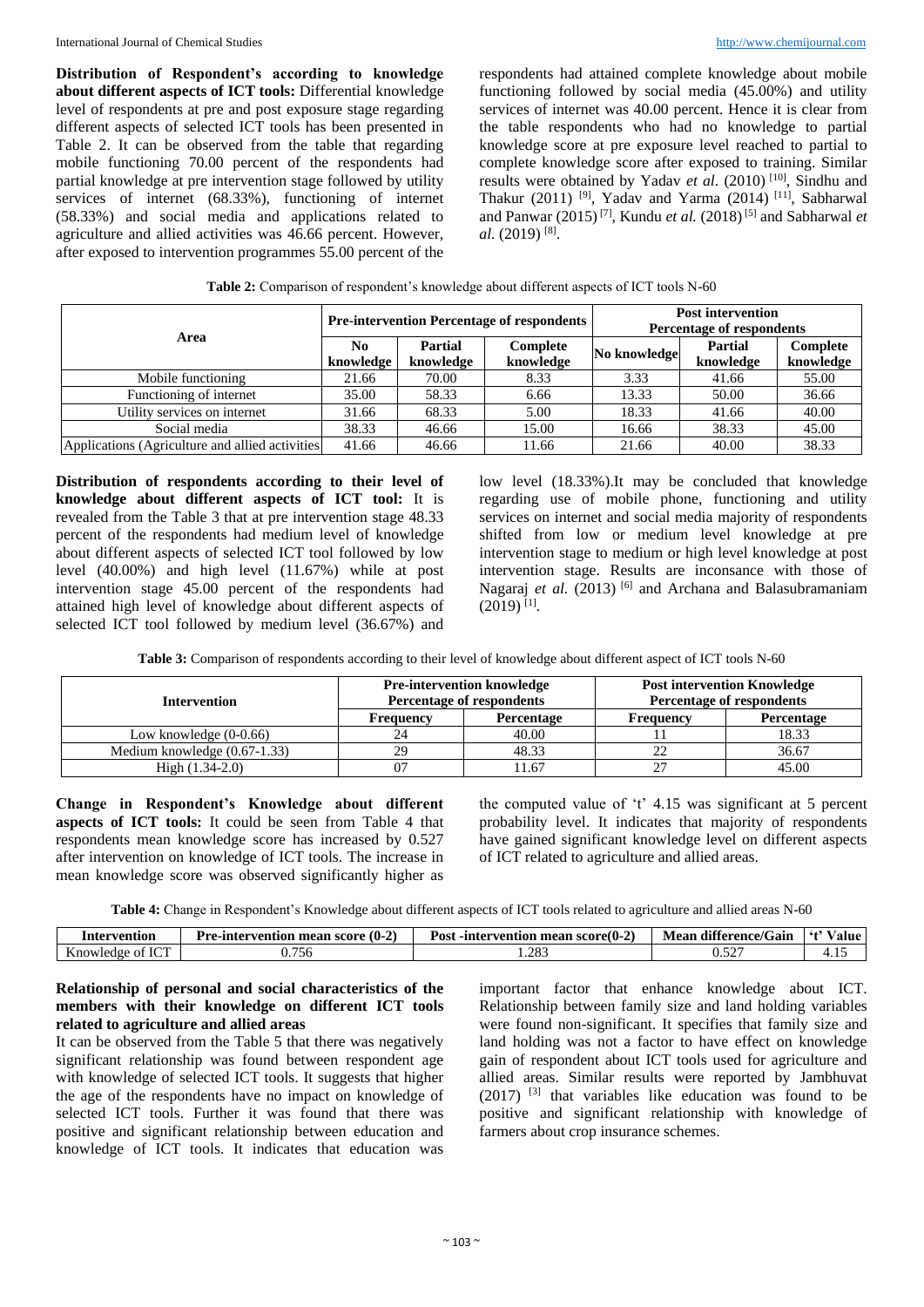**Distribution of Respondent's according to knowledge about different aspects of ICT tools:** Differential knowledge level of respondents at pre and post exposure stage regarding different aspects of selected ICT tools has been presented in Table 2. It can be observed from the table that regarding mobile functioning 70.00 percent of the respondents had partial knowledge at pre intervention stage followed by utility services of internet (68.33%), functioning of internet (58.33%) and social media and applications related to agriculture and allied activities was 46.66 percent. However, after exposed to intervention programmes 55.00 percent of the respondents had attained complete knowledge about mobile functioning followed by social media (45.00%) and utility services of internet was 40.00 percent. Hence it is clear from the table respondents who had no knowledge to partial knowledge score at pre exposure level reached to partial to complete knowledge score after exposed to training. Similar results were obtained by Yadav *et al*. (2010) [10], Sindhu and Thakur (2011) [9], Yadav and Yarma (2014) [11], Sabharwal and Panwar (2015) [7], Kundu *et al.* (2018) [5] and Sabharwal *et al.* (2019) [8].

**Table 2:** Comparison of respondent's knowledge about different aspects of ICT tools N-60

| Area | Pre-intervention Percentage of respondents | | | Post intervention Percentage of respondents | | |
|---|---|---|---|---|---|---|
| | No knowledge | Partial knowledge | Complete knowledge | No knowledge | Partial knowledge | Complete knowledge |
| Mobile functioning | 21.66 | 70.00 | 8.33 | 3.33 | 41.66 | 55.00 |
| Functioning of internet | 35.00 | 58.33 | 6.66 | 13.33 | 50.00 | 36.66 |
| Utility services on internet | 31.66 | 68.33 | 5.00 | 18.33 | 41.66 | 40.00 |
| Social media | 38.33 | 46.66 | 15.00 | 16.66 | 38.33 | 45.00 |
| Applications (Agriculture and allied activities | 41.66 | 46.66 | 11.66 | 21.66 | 40.00 | 38.33 |

**Distribution of respondents according to their level of knowledge about different aspects of ICT tool:** It is revealed from the Table 3 that at pre intervention stage 48.33 percent of the respondents had medium level of knowledge about different aspects of selected ICT tool followed by low level (40.00%) and high level (11.67%) while at post intervention stage 45.00 percent of the respondents had attained high level of knowledge about different aspects of selected ICT tool followed by medium level (36.67%) and low level (18.33%).It may be concluded that knowledge regarding use of mobile phone, functioning and utility services on internet and social media majority of respondents shifted from low or medium level knowledge at pre intervention stage to medium or high level knowledge at post intervention stage. Results are inconsance with those of Nagaraj *et al.* (2013) [6] and Archana and Balasubramaniam (2019) [1].

**Table 3:** Comparison of respondents according to their level of knowledge about different aspect of ICT tools N-60

| Intervention | Pre-intervention knowledge Percentage of respondents | | Post intervention Knowledge Percentage of respondents | |
|---|---|---|---|---|
| | Frequency | Percentage | Frequency | Percentage |
| Low knowledge (0-0.66) | 24 | 40.00 | 11 | 18.33 |
| Medium knowledge (0.67-1.33) | 29 | 48.33 | 22 | 36.67 |
| High (1.34-2.0) | 07 | 11.67 | 27 | 45.00 |

**Change in Respondent's Knowledge about different aspects of ICT tools:** It could be seen from Table 4 that respondents mean knowledge score has increased by 0.527 after intervention on knowledge of ICT tools. The increase in mean knowledge score was observed significantly higher as the computed value of 't' 4.15 was significant at 5 percent probability level. It indicates that majority of respondents have gained significant knowledge level on different aspects of ICT related to agriculture and allied areas.

**Table 4:** Change in Respondent's Knowledge about different aspects of ICT tools related to agriculture and allied areas N-60

| Intervention | Pre-intervention mean score (0-2) | Post -intervention mean score(0-2) | Mean difference/Gain | 't' Value |
|---|---|---|---|---|
| Knowledge of ICT | 0.756 | 1.283 | 0.527 | 4.15 |

**Relationship of personal and social characteristics of the members with their knowledge on different ICT tools related to agriculture and allied areas**

It can be observed from the Table 5 that there was negatively significant relationship was found between respondent age with knowledge of selected ICT tools. It suggests that higher the age of the respondents have no impact on knowledge of selected ICT tools. Further it was found that there was positive and significant relationship between education and knowledge of ICT tools. It indicates that education was important factor that enhance knowledge about ICT. Relationship between family size and land holding variables were found non-significant. It specifies that family size and land holding was not a factor to have effect on knowledge gain of respondent about ICT tools used for agriculture and allied areas. Similar results were reported by Jambhuvat (2017) [3] that variables like education was found to be positive and significant relationship with knowledge of farmers about crop insurance schemes.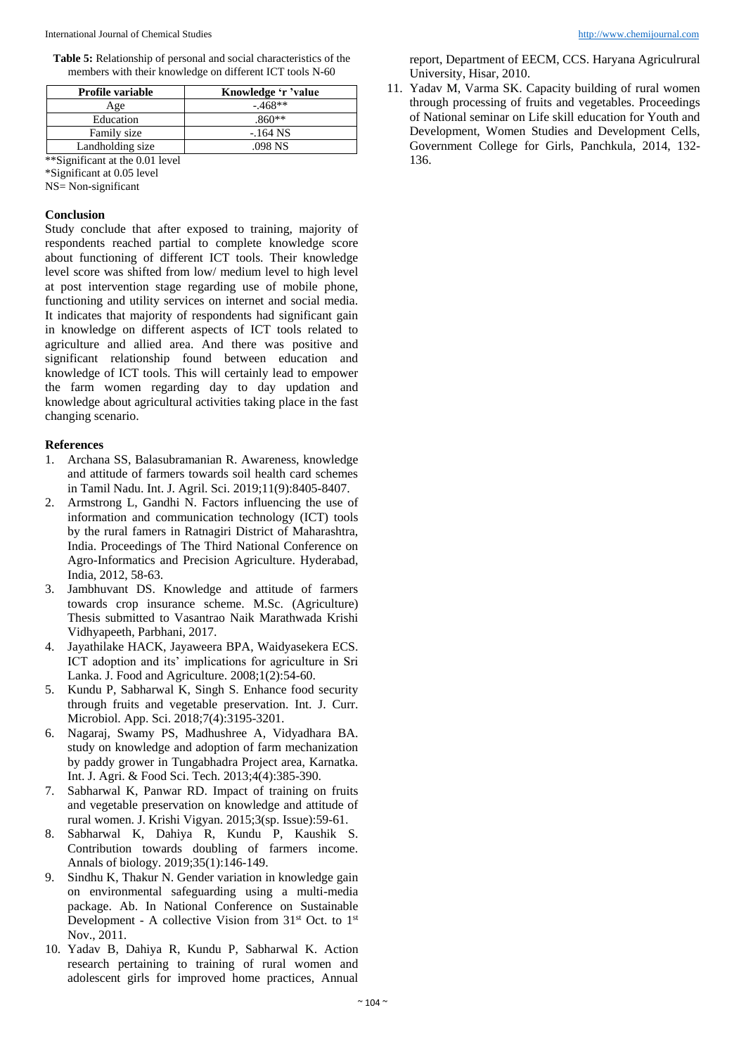**Table 5:** Relationship of personal and social characteristics of the members with their knowledge on different ICT tools N-60

| Profile variable | Knowledge 'r 'value |
|---|---|
| Age | -.468** |
| Education | .860** |
| Family size | -.164 NS |
| Landholding size | .098 NS |

**Significant at the 0.01 level
*Significant at 0.05 level
NS= Non-significant

## Conclusion

Study conclude that after exposed to training, majority of respondents reached partial to complete knowledge score about functioning of different ICT tools. Their knowledge level score was shifted from low/ medium level to high level at post intervention stage regarding use of mobile phone, functioning and utility services on internet and social media. It indicates that majority of respondents had significant gain in knowledge on different aspects of ICT tools related to agriculture and allied area. And there was positive and significant relationship found between education and knowledge of ICT tools. This will certainly lead to empower the farm women regarding day to day updation and knowledge about agricultural activities taking place in the fast changing scenario.

## References

1. Archana SS, Balasubramanian R. Awareness, knowledge and attitude of farmers towards soil health card schemes in Tamil Nadu. Int. J. Agril. Sci. 2019;11(9):8405-8407.
2. Armstrong L, Gandhi N. Factors influencing the use of information and communication technology (ICT) tools by the rural famers in Ratnagiri District of Maharashtra, India. Proceedings of The Third National Conference on Agro-Informatics and Precision Agriculture. Hyderabad, India, 2012, 58-63.
3. Jambhuvant DS. Knowledge and attitude of farmers towards crop insurance scheme. M.Sc. (Agriculture) Thesis submitted to Vasantrao Naik Marathwada Krishi Vidhyapeeth, Parbhani, 2017.
4. Jayathilake HACK, Jayaweera BPA, Waidyasekera ECS. ICT adoption and its' implications for agriculture in Sri Lanka. J. Food and Agriculture. 2008;1(2):54-60.
5. Kundu P, Sabharwal K, Singh S. Enhance food security through fruits and vegetable preservation. Int. J. Curr. Microbiol. App. Sci. 2018;7(4):3195-3201.
6. Nagaraj, Swamy PS, Madhushree A, Vidyadhara BA. study on knowledge and adoption of farm mechanization by paddy grower in Tungabhadra Project area, Karnatka. Int. J. Agri. & Food Sci. Tech. 2013;4(4):385-390.
7. Sabharwal K, Panwar RD. Impact of training on fruits and vegetable preservation on knowledge and attitude of rural women. J. Krishi Vigyan. 2015;3(sp. Issue):59-61.
8. Sabharwal K, Dahiya R, Kundu P, Kaushik S. Contribution towards doubling of farmers income. Annals of biology. 2019;35(1):146-149.
9. Sindhu K, Thakur N. Gender variation in knowledge gain on environmental safeguarding using a multi-media package. Ab. In National Conference on Sustainable Development - A collective Vision from 31st Oct. to 1st Nov., 2011.
10. Yadav B, Dahiya R, Kundu P, Sabharwal K. Action research pertaining to training of rural women and adolescent girls for improved home practices, Annual report, Department of EECM, CCS. Haryana Agriculrural University, Hisar, 2010.
11. Yadav M, Varma SK. Capacity building of rural women through processing of fruits and vegetables. Proceedings of National seminar on Life skill education for Youth and Development, Women Studies and Development Cells, Government College for Girls, Panchkula, 2014, 132-136.